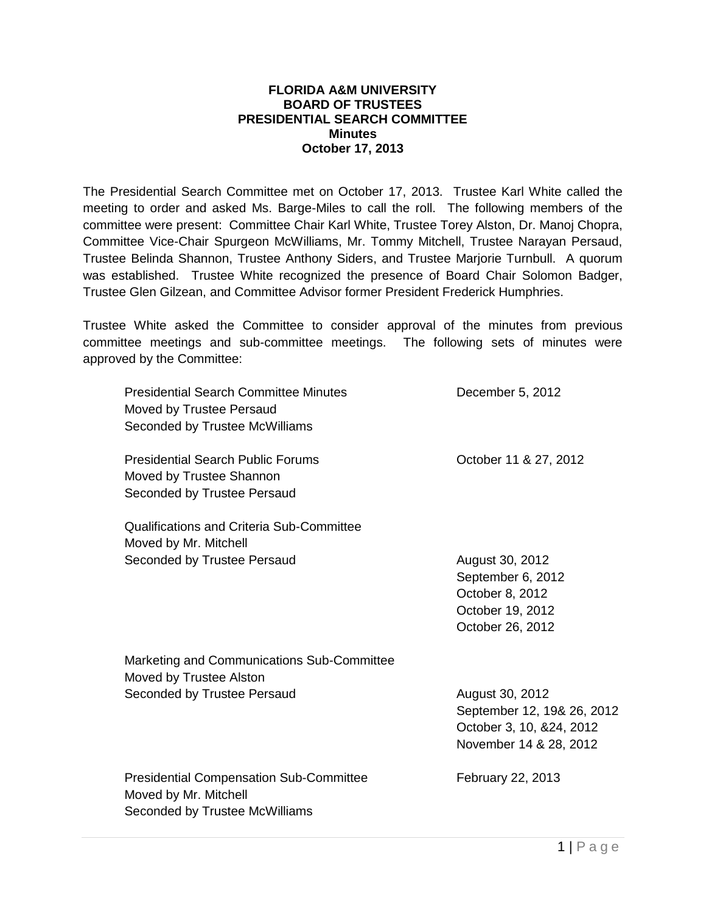**FLORIDA A&M UNIVERSITY**
**BOARD OF TRUSTEES**
**PRESIDENTIAL SEARCH COMMITTEE**
**Minutes**
**October 17, 2013**

The Presidential Search Committee met on October 17, 2013. Trustee Karl White called the meeting to order and asked Ms. Barge-Miles to call the roll. The following members of the committee were present: Committee Chair Karl White, Trustee Torey Alston, Dr. Manoj Chopra, Committee Vice-Chair Spurgeon McWilliams, Mr. Tommy Mitchell, Trustee Narayan Persaud, Trustee Belinda Shannon, Trustee Anthony Siders, and Trustee Marjorie Turnbull. A quorum was established. Trustee White recognized the presence of Board Chair Solomon Badger, Trustee Glen Gilzean, and Committee Advisor former President Frederick Humphries.

Trustee White asked the Committee to consider approval of the minutes from previous committee meetings and sub-committee meetings. The following sets of minutes were approved by the Committee:

| | |
|---|---|
| Presidential Search Committee Minutes<br>Moved by Trustee Persaud<br>Seconded by Trustee McWilliams | December 5, 2012 |
| Presidential Search Public Forums<br>Moved by Trustee Shannon<br>Seconded by Trustee Persaud | October 11 & 27, 2012 |
| Qualifications and Criteria Sub-Committee<br>Moved by Mr. Mitchell<br>Seconded by Trustee Persaud | August 30, 2012<br>September 6, 2012<br>October 8, 2012<br>October 19, 2012<br>October 26, 2012 |
| Marketing and Communications Sub-Committee<br>Moved by Trustee Alston<br>Seconded by Trustee Persaud | August 30, 2012<br>September 12, 19& 26, 2012<br>October 3, 10, &24, 2012<br>November 14 & 28, 2012 |
| Presidential Compensation Sub-Committee<br>Moved by Mr. Mitchell<br>Seconded by Trustee McWilliams | February 22, 2013 |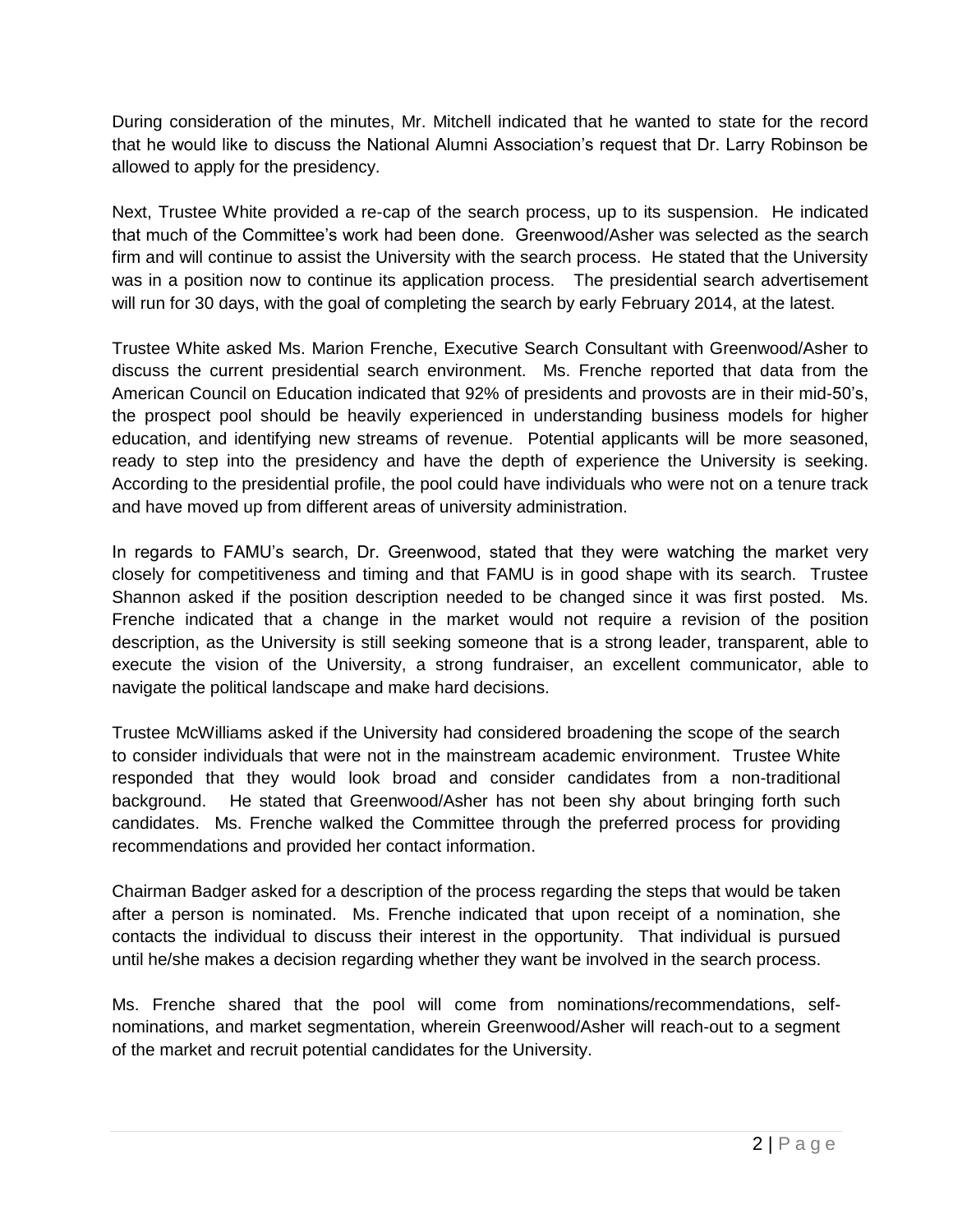During consideration of the minutes, Mr. Mitchell indicated that he wanted to state for the record that he would like to discuss the National Alumni Association's request that Dr. Larry Robinson be allowed to apply for the presidency.

Next, Trustee White provided a re-cap of the search process, up to its suspension. He indicated that much of the Committee's work had been done. Greenwood/Asher was selected as the search firm and will continue to assist the University with the search process. He stated that the University was in a position now to continue its application process. The presidential search advertisement will run for 30 days, with the goal of completing the search by early February 2014, at the latest.

Trustee White asked Ms. Marion Frenche, Executive Search Consultant with Greenwood/Asher to discuss the current presidential search environment. Ms. Frenche reported that data from the American Council on Education indicated that 92% of presidents and provosts are in their mid-50's, the prospect pool should be heavily experienced in understanding business models for higher education, and identifying new streams of revenue. Potential applicants will be more seasoned, ready to step into the presidency and have the depth of experience the University is seeking. According to the presidential profile, the pool could have individuals who were not on a tenure track and have moved up from different areas of university administration.

In regards to FAMU's search, Dr. Greenwood, stated that they were watching the market very closely for competitiveness and timing and that FAMU is in good shape with its search. Trustee Shannon asked if the position description needed to be changed since it was first posted. Ms. Frenche indicated that a change in the market would not require a revision of the position description, as the University is still seeking someone that is a strong leader, transparent, able to execute the vision of the University, a strong fundraiser, an excellent communicator, able to navigate the political landscape and make hard decisions.

Trustee McWilliams asked if the University had considered broadening the scope of the search to consider individuals that were not in the mainstream academic environment. Trustee White responded that they would look broad and consider candidates from a non-traditional background. He stated that Greenwood/Asher has not been shy about bringing forth such candidates. Ms. Frenche walked the Committee through the preferred process for providing recommendations and provided her contact information.

Chairman Badger asked for a description of the process regarding the steps that would be taken after a person is nominated. Ms. Frenche indicated that upon receipt of a nomination, she contacts the individual to discuss their interest in the opportunity. That individual is pursued until he/she makes a decision regarding whether they want be involved in the search process.

Ms. Frenche shared that the pool will come from nominations/recommendations, self-nominations, and market segmentation, wherein Greenwood/Asher will reach-out to a segment of the market and recruit potential candidates for the University.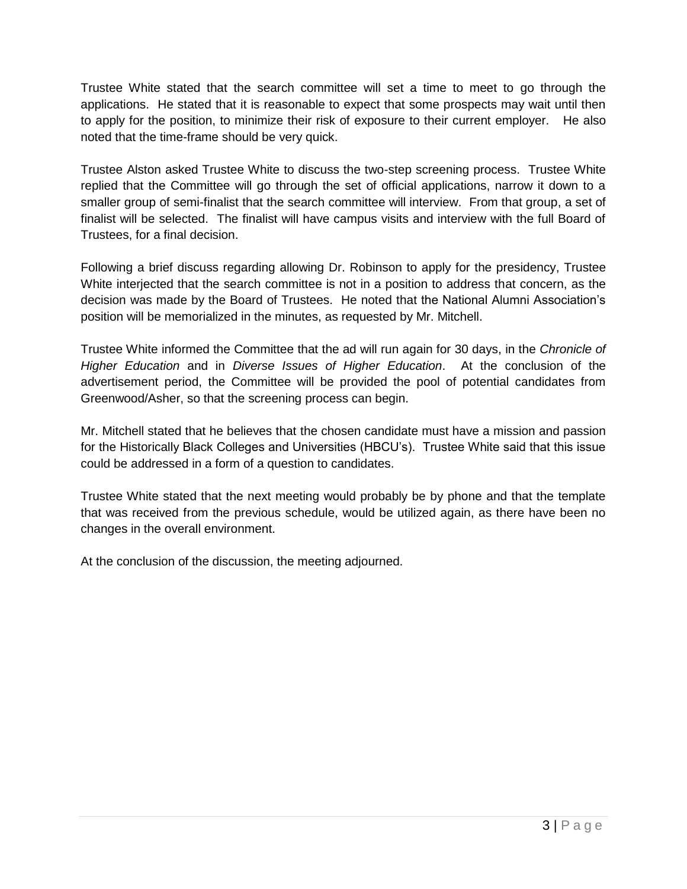Trustee White stated that the search committee will set a time to meet to go through the applications. He stated that it is reasonable to expect that some prospects may wait until then to apply for the position, to minimize their risk of exposure to their current employer. He also noted that the time-frame should be very quick.

Trustee Alston asked Trustee White to discuss the two-step screening process. Trustee White replied that the Committee will go through the set of official applications, narrow it down to a smaller group of semi-finalist that the search committee will interview. From that group, a set of finalist will be selected. The finalist will have campus visits and interview with the full Board of Trustees, for a final decision.

Following a brief discuss regarding allowing Dr. Robinson to apply for the presidency, Trustee White interjected that the search committee is not in a position to address that concern, as the decision was made by the Board of Trustees. He noted that the National Alumni Association's position will be memorialized in the minutes, as requested by Mr. Mitchell.

Trustee White informed the Committee that the ad will run again for 30 days, in the *Chronicle of Higher Education* and in *Diverse Issues of Higher Education*. At the conclusion of the advertisement period, the Committee will be provided the pool of potential candidates from Greenwood/Asher, so that the screening process can begin.

Mr. Mitchell stated that he believes that the chosen candidate must have a mission and passion for the Historically Black Colleges and Universities (HBCU's). Trustee White said that this issue could be addressed in a form of a question to candidates.

Trustee White stated that the next meeting would probably be by phone and that the template that was received from the previous schedule, would be utilized again, as there have been no changes in the overall environment.

At the conclusion of the discussion, the meeting adjourned.